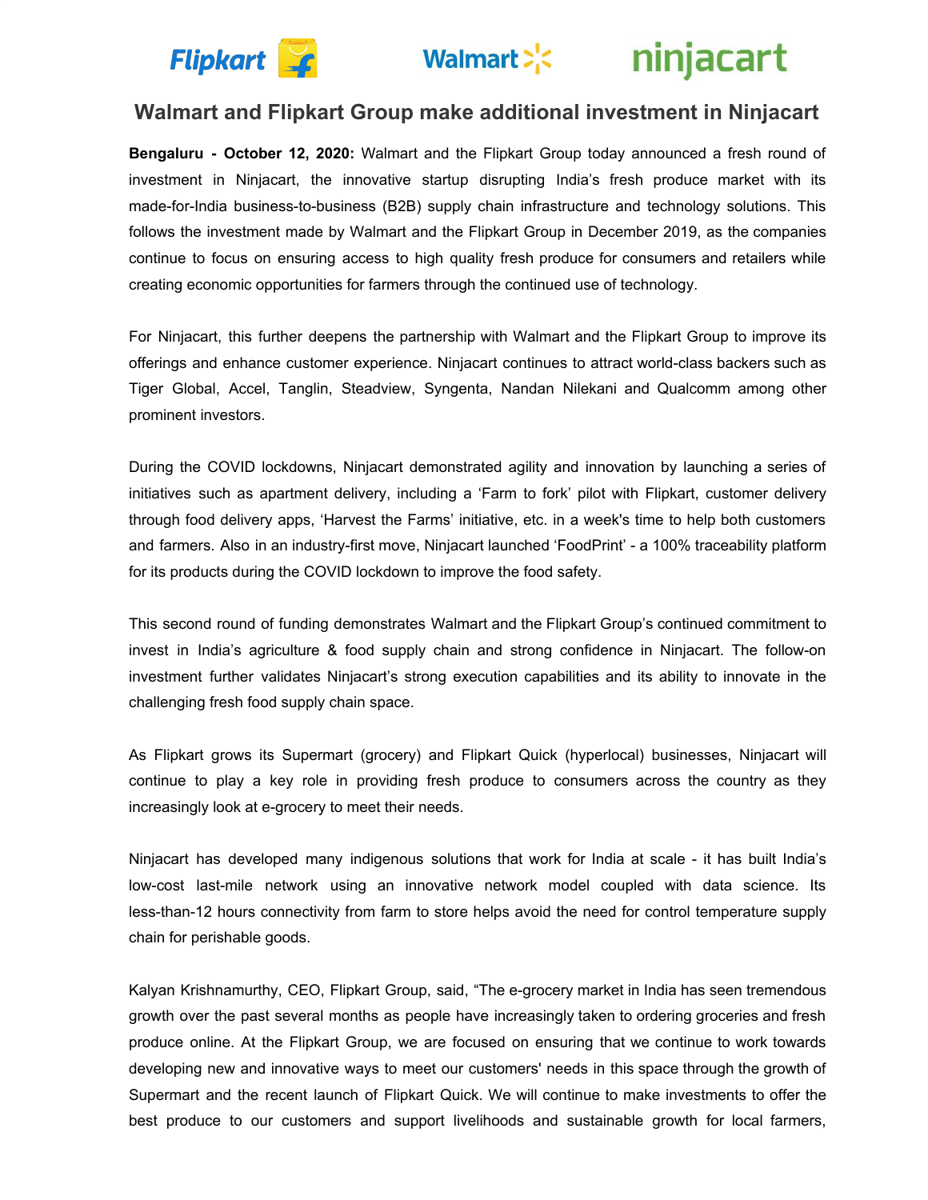# Walmart and Flipkart Group make additional investment in Ninjacart

**Bengaluru - October 12, 2020:** Walmart and the Flipkart Group today announced a fresh round of investment in Ninjacart, the innovative startup disrupting India's fresh produce market with its made-for-India business-to-business (B2B) supply chain infrastructure and technology solutions. This follows the investment made by Walmart and the Flipkart Group in December 2019, as the companies continue to focus on ensuring access to high quality fresh produce for consumers and retailers while creating economic opportunities for farmers through the continued use of technology.

For Ninjacart, this further deepens the partnership with Walmart and the Flipkart Group to improve its offerings and enhance customer experience. Ninjacart continues to attract world-class backers such as Tiger Global, Accel, Tanglin, Steadview, Syngenta, Nandan Nilekani and Qualcomm among other prominent investors.

During the COVID lockdowns, Ninjacart demonstrated agility and innovation by launching a series of initiatives such as apartment delivery, including a 'Farm to fork' pilot with Flipkart, customer delivery through food delivery apps, 'Harvest the Farms' initiative, etc. in a week's time to help both customers and farmers. Also in an industry-first move, Ninjacart launched 'FoodPrint' - a 100% traceability platform for its products during the COVID lockdown to improve the food safety.

This second round of funding demonstrates Walmart and the Flipkart Group's continued commitment to invest in India's agriculture & food supply chain and strong confidence in Ninjacart. The follow-on investment further validates Ninjacart's strong execution capabilities and its ability to innovate in the challenging fresh food supply chain space.

As Flipkart grows its Supermart (grocery) and Flipkart Quick (hyperlocal) businesses, Ninjacart will continue to play a key role in providing fresh produce to consumers across the country as they increasingly look at e-grocery to meet their needs.

Ninjacart has developed many indigenous solutions that work for India at scale - it has built India's low-cost last-mile network using an innovative network model coupled with data science. Its less-than-12 hours connectivity from farm to store helps avoid the need for control temperature supply chain for perishable goods.

Kalyan Krishnamurthy, CEO, Flipkart Group, said, "The e-grocery market in India has seen tremendous growth over the past several months as people have increasingly taken to ordering groceries and fresh produce online. At the Flipkart Group, we are focused on ensuring that we continue to work towards developing new and innovative ways to meet our customers' needs in this space through the growth of Supermart and the recent launch of Flipkart Quick. We will continue to make investments to offer the best produce to our customers and support livelihoods and sustainable growth for local farmers,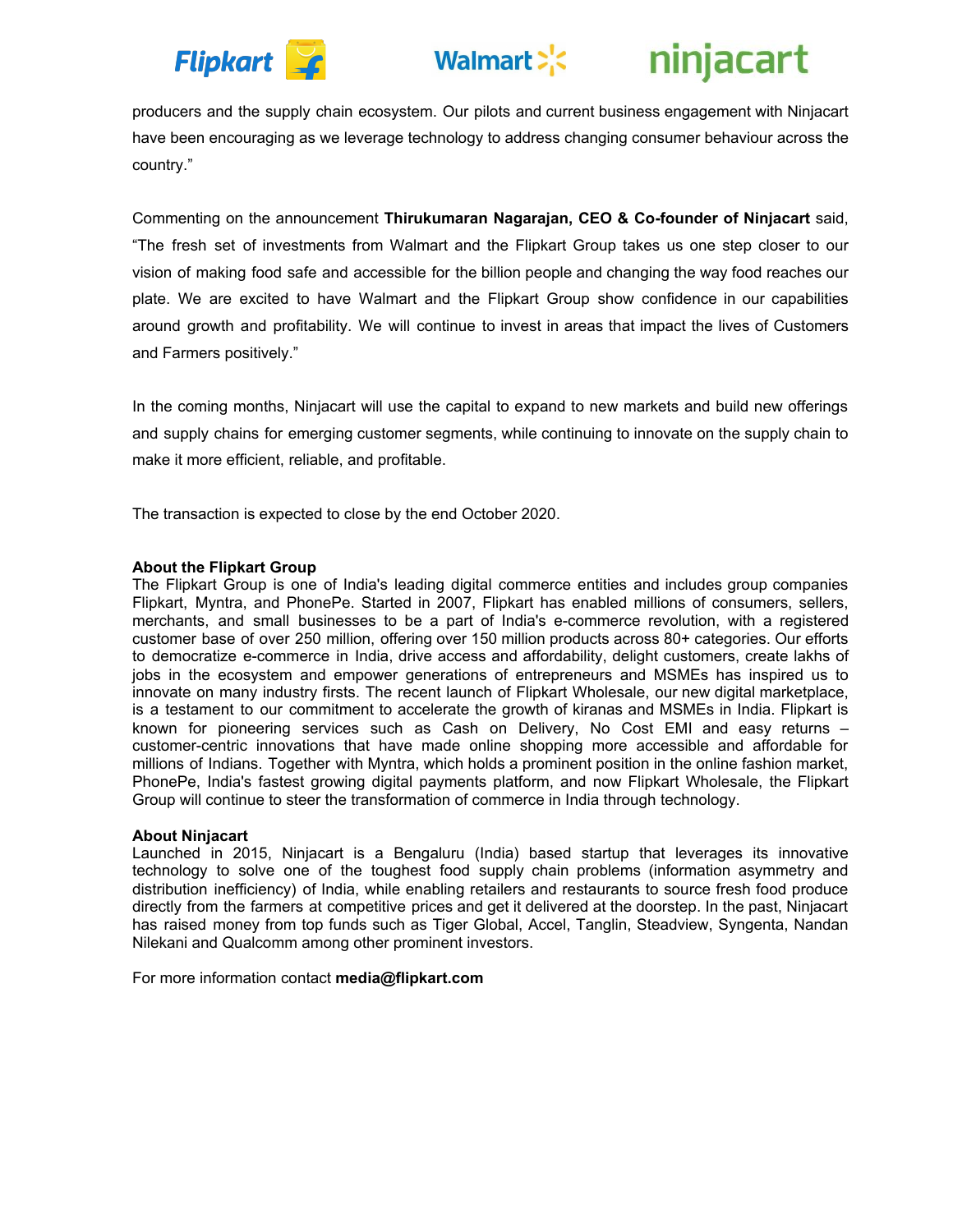producers and the supply chain ecosystem. Our pilots and current business engagement with Ninjacart have been encouraging as we leverage technology to address changing consumer behaviour across the country."

Commenting on the announcement **Thirukumaran Nagarajan, CEO & Co-founder of Ninjacart** said, "The fresh set of investments from Walmart and the Flipkart Group takes us one step closer to our vision of making food safe and accessible for the billion people and changing the way food reaches our plate. We are excited to have Walmart and the Flipkart Group show confidence in our capabilities around growth and profitability. We will continue to invest in areas that impact the lives of Customers and Farmers positively."

In the coming months, Ninjacart will use the capital to expand to new markets and build new offerings and supply chains for emerging customer segments, while continuing to innovate on the supply chain to make it more efficient, reliable, and profitable.

The transaction is expected to close by the end October 2020.

**About the Flipkart Group**

The Flipkart Group is one of India's leading digital commerce entities and includes group companies Flipkart, Myntra, and PhonePe. Started in 2007, Flipkart has enabled millions of consumers, sellers, merchants, and small businesses to be a part of India's e-commerce revolution, with a registered customer base of over 250 million, offering over 150 million products across 80+ categories. Our efforts to democratize e-commerce in India, drive access and affordability, delight customers, create lakhs of jobs in the ecosystem and empower generations of entrepreneurs and MSMEs has inspired us to innovate on many industry firsts. The recent launch of Flipkart Wholesale, our new digital marketplace, is a testament to our commitment to accelerate the growth of kiranas and MSMEs in India. Flipkart is known for pioneering services such as Cash on Delivery, No Cost EMI and easy returns – customer-centric innovations that have made online shopping more accessible and affordable for millions of Indians. Together with Myntra, which holds a prominent position in the online fashion market, PhonePe, India's fastest growing digital payments platform, and now Flipkart Wholesale, the Flipkart Group will continue to steer the transformation of commerce in India through technology.

**About Ninjacart**

Launched in 2015, Ninjacart is a Bengaluru (India) based startup that leverages its innovative technology to solve one of the toughest food supply chain problems (information asymmetry and distribution inefficiency) of India, while enabling retailers and restaurants to source fresh food produce directly from the farmers at competitive prices and get it delivered at the doorstep. In the past, Ninjacart has raised money from top funds such as Tiger Global, Accel, Tanglin, Steadview, Syngenta, Nandan Nilekani and Qualcomm among other prominent investors.

For more information contact **media@flipkart.com**